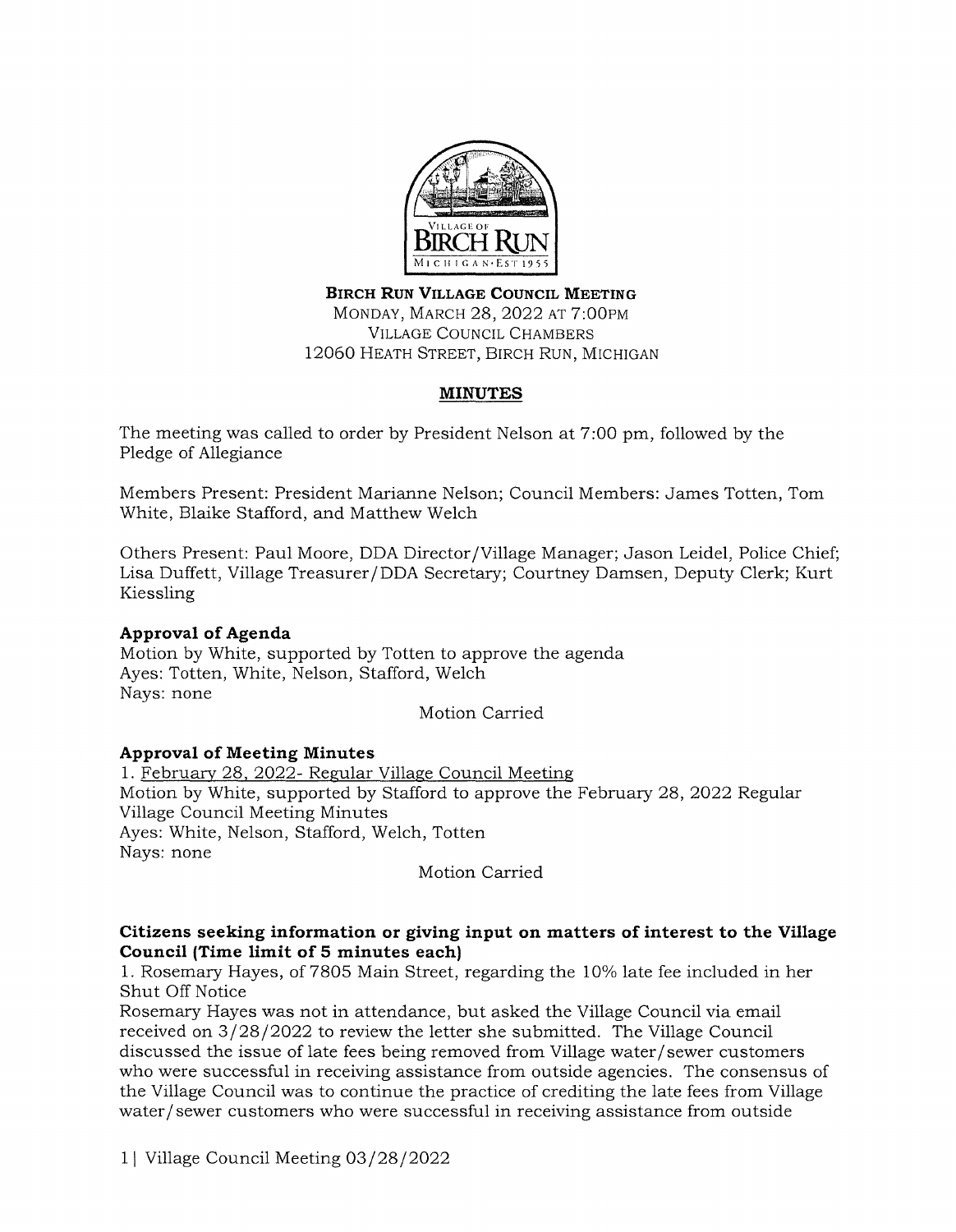**BIRCH RUN VILLAGE COUNCIL MEETING**
MONDAY, MARCH 28, 2022 AT 7:00PM
VILLAGE COUNCIL CHAMBERS
12060 HEATH STREET, BIRCH RUN, MICHIGAN

## MINUTES

The meeting was called to order by President Nelson at 7:00 pm, followed by the Pledge of Allegiance

Members Present: President Marianne Nelson; Council Members: James Totten, Tom White, Blaike Stafford, and Matthew Welch

Others Present: Paul Moore, DDA Director/Village Manager; Jason Leidel, Police Chief; Lisa Duffett, Village Treasurer/DDA Secretary; Courtney Damsen, Deputy Clerk; Kurt Kiessling

### Approval of Agenda

Motion by White, supported by Totten to approve the agenda
Ayes: Totten, White, Nelson, Stafford, Welch
Nays: none

Motion Carried

### Approval of Meeting Minutes

1. February 28, 2022- Regular Village Council Meeting

Motion by White, supported by Stafford to approve the February 28, 2022 Regular Village Council Meeting Minutes
Ayes: White, Nelson, Stafford, Welch, Totten
Nays: none

Motion Carried

### Citizens seeking information or giving input on matters of interest to the Village Council (Time limit of 5 minutes each)

1. Rosemary Hayes, of 7805 Main Street, regarding the 10% late fee included in her Shut Off Notice

Rosemary Hayes was not in attendance, but asked the Village Council via email received on 3/28/2022 to review the letter she submitted. The Village Council discussed the issue of late fees being removed from Village water/sewer customers who were successful in receiving assistance from outside agencies. The consensus of the Village Council was to continue the practice of crediting the late fees from Village water/sewer customers who were successful in receiving assistance from outside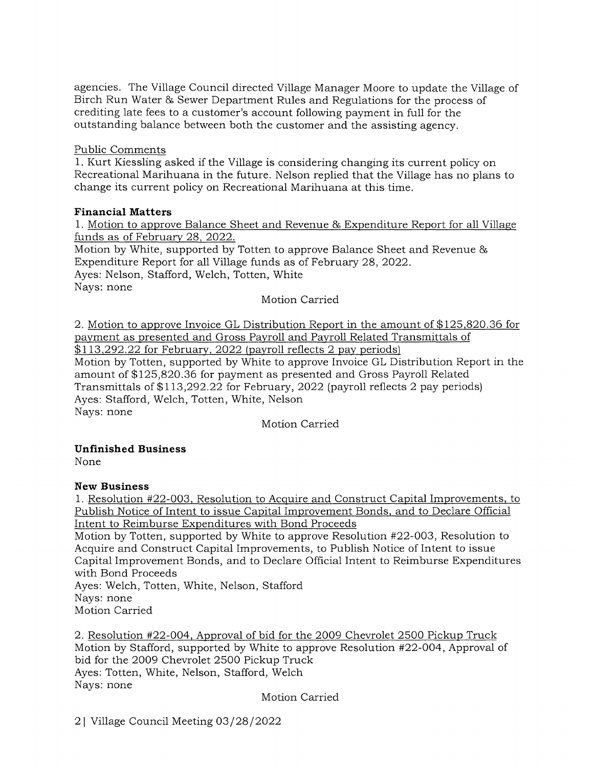agencies. The Village Council directed Village Manager Moore to update the Village of Birch Run Water & Sewer Department Rules and Regulations for the process of crediting late fees to a customer's account following payment in full for the outstanding balance between both the customer and the assisting agency.

Public Comments

1. Kurt Kiessling asked if the Village is considering changing its current policy on Recreational Marihuana in the future. Nelson replied that the Village has no plans to change its current policy on Recreational Marihuana at this time.

**Financial Matters**

1. Motion to approve Balance Sheet and Revenue & Expenditure Report for all Village funds as of February 28, 2022.

Motion by White, supported by Totten to approve Balance Sheet and Revenue & Expenditure Report for all Village funds as of February 28, 2022.
Ayes: Nelson, Stafford, Welch, Totten, White
Nays: none

Motion Carried

2. Motion to approve Invoice GL Distribution Report in the amount of $125,820.36 for payment as presented and Gross Payroll and Payroll Related Transmittals of $113,292.22 for February, 2022 (payroll reflects 2 pay periods)

Motion by Totten, supported by White to approve Invoice GL Distribution Report in the amount of $125,820.36 for payment as presented and Gross Payroll Related Transmittals of $113,292.22 for February, 2022 (payroll reflects 2 pay periods)
Ayes: Stafford, Welch, Totten, White, Nelson
Nays: none

Motion Carried

**Unfinished Business**

None

**New Business**

1. Resolution #22-003, Resolution to Acquire and Construct Capital Improvements, to Publish Notice of Intent to issue Capital Improvement Bonds, and to Declare Official Intent to Reimburse Expenditures with Bond Proceeds

Motion by Totten, supported by White to approve Resolution #22-003, Resolution to Acquire and Construct Capital Improvements, to Publish Notice of Intent to issue Capital Improvement Bonds, and to Declare Official Intent to Reimburse Expenditures with Bond Proceeds
Ayes: Welch, Totten, White, Nelson, Stafford
Nays: none
Motion Carried

2. Resolution #22-004, Approval of bid for the 2009 Chevrolet 2500 Pickup Truck

Motion by Stafford, supported by White to approve Resolution #22-004, Approval of bid for the 2009 Chevrolet 2500 Pickup Truck
Ayes: Totten, White, Nelson, Stafford, Welch
Nays: none

Motion Carried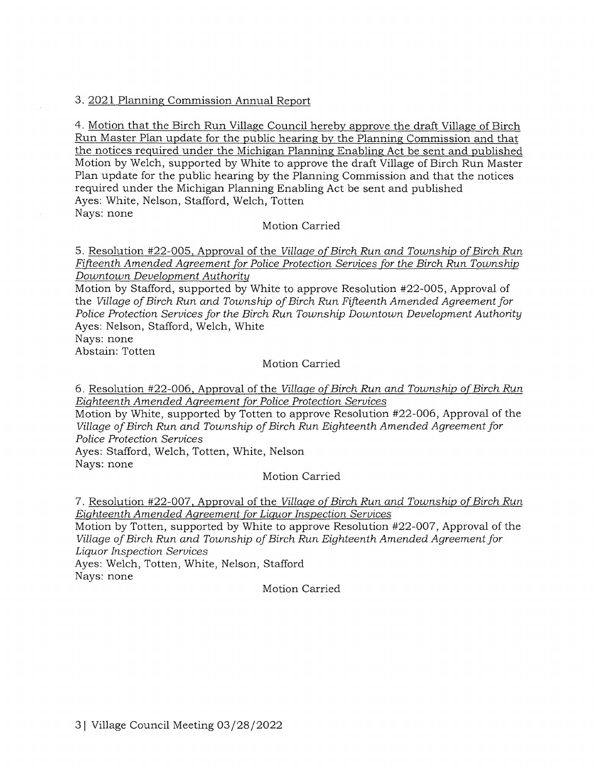3. <u>2021 Planning Commission Annual Report</u>

4. <u>Motion that the Birch Run Village Council hereby approve the draft Village of Birch Run Master Plan update for the public hearing by the Planning Commission and that the notices required under the Michigan Planning Enabling Act be sent and published</u>
Motion by Welch, supported by White to approve the draft Village of Birch Run Master Plan update for the public hearing by the Planning Commission and that the notices required under the Michigan Planning Enabling Act be sent and published
Ayes: White, Nelson, Stafford, Welch, Totten
Nays: none

Motion Carried

5. <u>Resolution #22-005, Approval of the *Village of Birch Run and Township of Birch Run Fifteenth Amended Agreement for Police Protection Services for the Birch Run Township Downtown Development Authority*</u>
Motion by Stafford, supported by White to approve Resolution #22-005, Approval of the *Village of Birch Run and Township of Birch Run Fifteenth Amended Agreement for Police Protection Services for the Birch Run Township Downtown Development Authority*
Ayes: Nelson, Stafford, Welch, White
Nays: none
Abstain: Totten

Motion Carried

6. <u>Resolution #22-006, Approval of the *Village of Birch Run and Township of Birch Run Eighteenth Amended Agreement for Police Protection Services*</u>
Motion by White, supported by Totten to approve Resolution #22-006, Approval of the *Village of Birch Run and Township of Birch Run Eighteenth Amended Agreement for Police Protection Services*
Ayes: Stafford, Welch, Totten, White, Nelson
Nays: none

Motion Carried

7. <u>Resolution #22-007, Approval of the *Village of Birch Run and Township of Birch Run Eighteenth Amended Agreement for Liquor Inspection Services*</u>
Motion by Totten, supported by White to approve Resolution #22-007, Approval of the *Village of Birch Run and Township of Birch Run Eighteenth Amended Agreement for Liquor Inspection Services*
Ayes: Welch, Totten, White, Nelson, Stafford
Nays: none

Motion Carried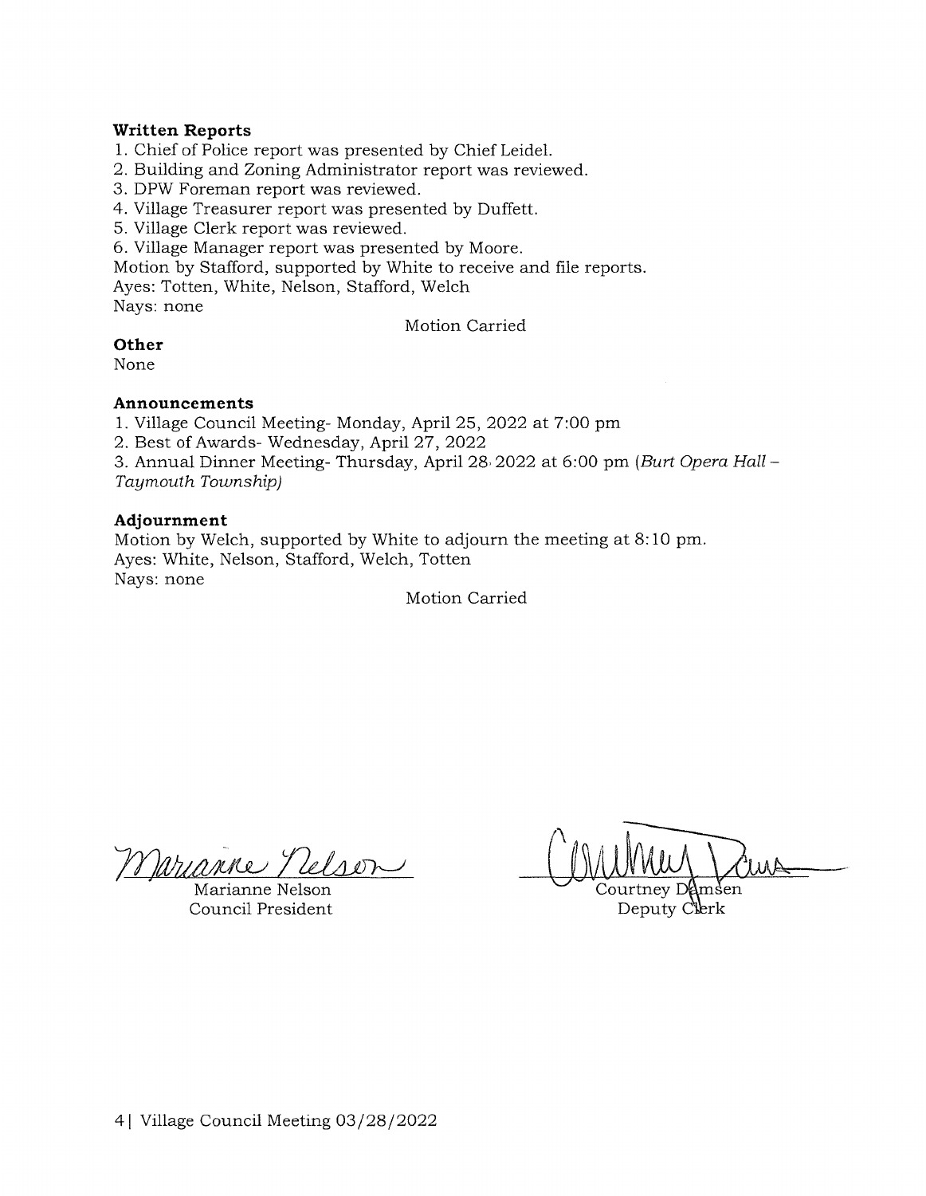### Written Reports

1. Chief of Police report was presented by Chief Leidel.
2. Building and Zoning Administrator report was reviewed.
3. DPW Foreman report was reviewed.
4. Village Treasurer report was presented by Duffett.
5. Village Clerk report was reviewed.
6. Village Manager report was presented by Moore.

Motion by Stafford, supported by White to receive and file reports.
Ayes: Totten, White, Nelson, Stafford, Welch
Nays: none

Motion Carried

### Other

None

### Announcements

1. Village Council Meeting- Monday, April 25, 2022 at 7:00 pm
2. Best of Awards- Wednesday, April 27, 2022
3. Annual Dinner Meeting- Thursday, April 28, 2022 at 6:00 pm (*Burt Opera Hall – Taymouth Township)*

### Adjournment

Motion by Welch, supported by White to adjourn the meeting at 8:10 pm.
Ayes: White, Nelson, Stafford, Welch, Totten
Nays: none

Motion Carried

Marianne Nelson
Council President

Courtney Damsen
Deputy Clerk